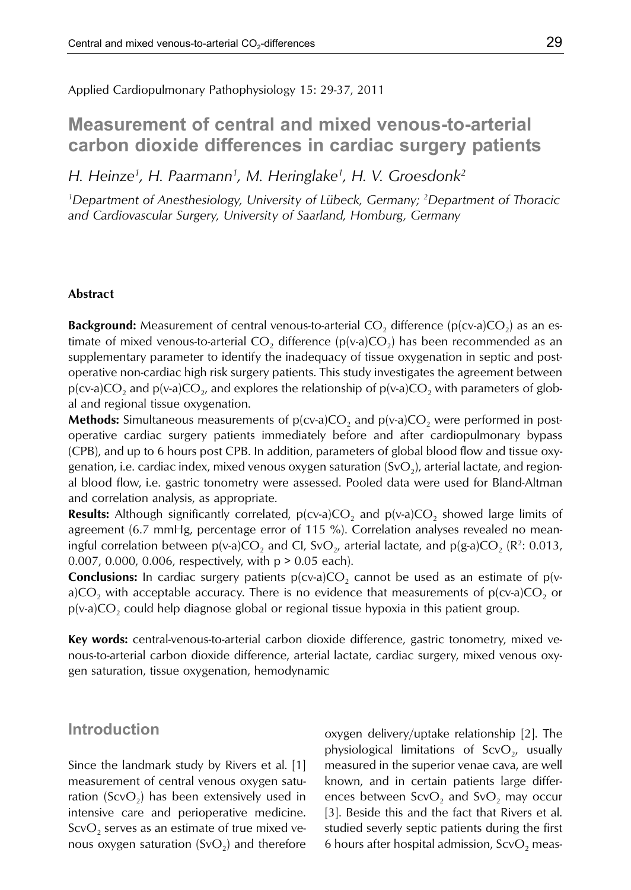Applied Cardiopulmonary Pathophysiology 15: 29-37, 2011

# Measurement of central and mixed venous-to-arterial carbon dioxide differences in cardiac surgery patients

*H. Heinze[1], H. Paarmann[1], M. Heringlake[1], H. V. Groesdonk[2]*

*[1]Department of Anesthesiology, University of Lübeck, Germany; [2]Department of Thoracic and Cardiovascular Surgery, University of Saarland, Homburg, Germany*

#### Abstract

**Background:** Measurement of central venous-to-arterial $CO_2$ difference ($p(cv\text{-}a)CO_2$) as an estimate of mixed venous-to-arterial $CO_2$ difference ($p(v\text{-}a)CO_2$) has been recommended as an supplementary parameter to identify the inadequacy of tissue oxygenation in septic and post-operative non-cardiac high risk surgery patients. This study investigates the agreement between $p(cv\text{-}a)CO_2$ and $p(v\text{-}a)CO_2$, and explores the relationship of $p(v\text{-}a)CO_2$ with parameters of global and regional tissue oxygenation.

**Methods:** Simultaneous measurements of $p(cv\text{-}a)CO_2$ and $p(v\text{-}a)CO_2$ were performed in post-operative cardiac surgery patients immediately before and after cardiopulmonary bypass (CPB), and up to 6 hours post CPB. In addition, parameters of global blood flow and tissue oxygenation, i.e. cardiac index, mixed venous oxygen saturation ($SvO_2$), arterial lactate, and regional blood flow, i.e. gastric tonometry were assessed. Pooled data were used for Bland-Altman and correlation analysis, as appropriate.

**Results:** Although significantly correlated, $p(cv\text{-}a)CO_2$ and $p(v\text{-}a)CO_2$ showed large limits of agreement (6.7 mmHg, percentage error of 115 %). Correlation analyses revealed no meaningful correlation between $p(v\text{-}a)CO_2$ and CI, $SvO_2$, arterial lactate, and $p(g\text{-}a)CO_2$ ($R^2$: 0.013, 0.007, 0.000, 0.006, respectively, with $p > 0.05$ each).

**Conclusions:** In cardiac surgery patients $p(cv\text{-}a)CO_2$ cannot be used as an estimate of $p(v\text{-}a)CO_2$ with acceptable accuracy. There is no evidence that measurements of $p(cv\text{-}a)CO_2$ or $p(v\text{-}a)CO_2$ could help diagnose global or regional tissue hypoxia in this patient group.

**Key words:** central-venous-to-arterial carbon dioxide difference, gastric tonometry, mixed venous-to-arterial carbon dioxide difference, arterial lactate, cardiac surgery, mixed venous oxygen saturation, tissue oxygenation, hemodynamic

## Introduction

Since the landmark study by Rivers et al. [1] measurement of central venous oxygen saturation ($ScvO_2$) has been extensively used in intensive care and perioperative medicine. $ScvO_2$ serves as an estimate of true mixed venous oxygen saturation ($SvO_2$) and therefore oxygen delivery/uptake relationship [2]. The physiological limitations of $ScvO_2$, usually measured in the superior venae cava, are well known, and in certain patients large differences between $ScvO_2$ and $SvO_2$ may occur [3]. Beside this and the fact that Rivers et al. studied severly septic patients during the first 6 hours after hospital admission, $ScvO_2$ meas-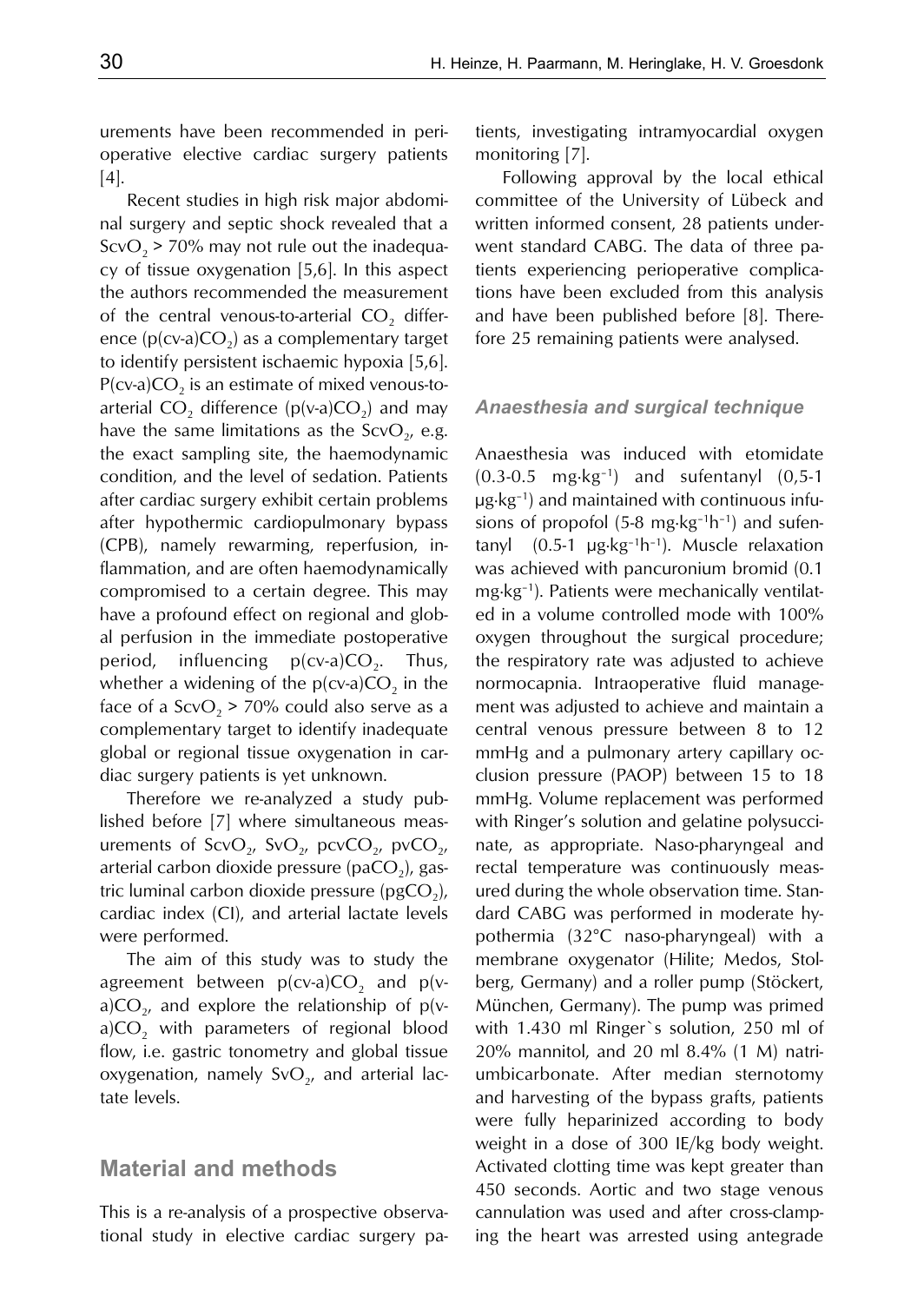urements have been recommended in perioperative elective cardiac surgery patients [4].

Recent studies in high risk major abdominal surgery and septic shock revealed that a $ScvO_2$ > 70% may not rule out the inadequacy of tissue oxygenation [5,6]. In this aspect the authors recommended the measurement of the central venous-to-arterial $CO_2$ difference ($p(cv\text{-}a)CO_2$) as a complementary target to identify persistent ischaemic hypoxia [5,6]. $P(cv\text{-}a)CO_2$ is an estimate of mixed venous-to-arterial $CO_2$ difference ($p(v\text{-}a)CO_2$) and may have the same limitations as the $ScvO_2$, e.g. the exact sampling site, the haemodynamic condition, and the level of sedation. Patients after cardiac surgery exhibit certain problems after hypothermic cardiopulmonary bypass (CPB), namely rewarming, reperfusion, inflammation, and are often haemodynamically compromised to a certain degree. This may have a profound effect on regional and global perfusion in the immediate postoperative period, influencing $p(cv\text{-}a)CO_2$. Thus, whether a widening of the $p(cv\text{-}a)CO_2$ in the face of a $ScvO_2$ > 70% could also serve as a complementary target to identify inadequate global or regional tissue oxygenation in cardiac surgery patients is yet unknown.

Therefore we re-analyzed a study published before [7] where simultaneous measurements of $ScvO_2$, $SvO_2$, $pcvCO_2$, $pvCO_2$, arterial carbon dioxide pressure ($paCO_2$), gastric luminal carbon dioxide pressure ($pgCO_2$), cardiac index (CI), and arterial lactate levels were performed.

The aim of this study was to study the agreement between $p(cv\text{-}a)CO_2$ and $p(v\text{-}a)CO_2$, and explore the relationship of $p(v\text{-}a)CO_2$ with parameters of regional blood flow, i.e. gastric tonometry and global tissue oxygenation, namely $SvO_2$, and arterial lactate levels.

## Material and methods

This is a re-analysis of a prospective observational study in elective cardiac surgery patients, investigating intramyocardial oxygen monitoring [7].

Following approval by the local ethical committee of the University of Lübeck and written informed consent, 28 patients underwent standard CABG. The data of three patients experiencing perioperative complications have been excluded from this analysis and have been published before [8]. Therefore 25 remaining patients were analysed.

### *Anaesthesia and surgical technique*

Anaesthesia was induced with etomidate (0.3-0.5 $mg \cdot kg^{-1}$) and sufentanyl (0,5-1 $\mu g \cdot kg^{-1}$) and maintained with continuous infusions of propofol (5-8 $mg \cdot kg^{-1}h^{-1}$) and sufentanyl (0.5-1 $\mu g \cdot kg^{-1}h^{-1}$). Muscle relaxation was achieved with pancuronium bromid (0.1 $mg \cdot kg^{-1}$). Patients were mechanically ventilated in a volume controlled mode with 100% oxygen throughout the surgical procedure; the respiratory rate was adjusted to achieve normocapnia. Intraoperative fluid management was adjusted to achieve and maintain a central venous pressure between 8 to 12 mmHg and a pulmonary artery capillary occlusion pressure (PAOP) between 15 to 18 mmHg. Volume replacement was performed with Ringer's solution and gelatine polysuccinate, as appropriate. Naso-pharyngeal and rectal temperature was continuously measured during the whole observation time. Standard CABG was performed in moderate hypothermia (32°C naso-pharyngeal) with a membrane oxygenator (Hilite; Medos, Stolberg, Germany) and a roller pump (Stöckert, München, Germany). The pump was primed with 1.430 ml Ringer`s solution, 250 ml of 20% mannitol, and 20 ml 8.4% (1 M) natriumbicarbonate. After median sternotomy and harvesting of the bypass grafts, patients were fully heparinized according to body weight in a dose of 300 IE/kg body weight. Activated clotting time was kept greater than 450 seconds. Aortic and two stage venous cannulation was used and after cross-clamping the heart was arrested using antegrade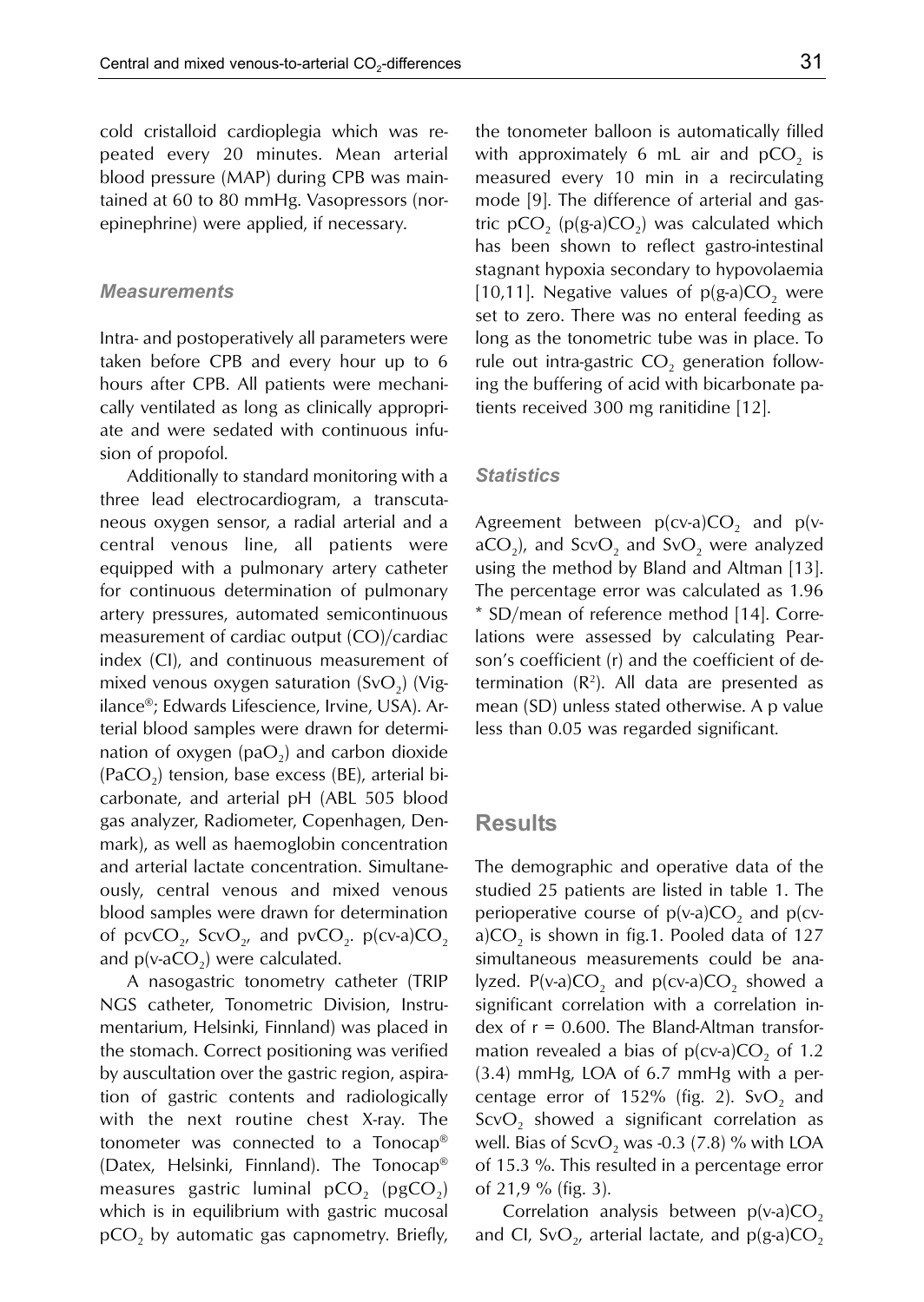cold cristalloid cardioplegia which was repeated every 20 minutes. Mean arterial blood pressure (MAP) during CPB was maintained at 60 to 80 mmHg. Vasopressors (norepinephrine) were applied, if necessary.

### *Measurements*

Intra- and postoperatively all parameters were taken before CPB and every hour up to 6 hours after CPB. All patients were mechanically ventilated as long as clinically appropriate and were sedated with continuous infusion of propofol.

Additionally to standard monitoring with a three lead electrocardiogram, a transcutaneous oxygen sensor, a radial arterial and a central venous line, all patients were equipped with a pulmonary artery catheter for continuous determination of pulmonary artery pressures, automated semicontinuous measurement of cardiac output (CO)/cardiac index (CI), and continuous measurement of mixed venous oxygen saturation ($SvO_2$) (Vigilance®; Edwards Lifescience, Irvine, USA). Arterial blood samples were drawn for determination of oxygen ($paO_2$) and carbon dioxide ($PaCO_2$) tension, base excess (BE), arterial bicarbonate, and arterial pH (ABL 505 blood gas analyzer, Radiometer, Copenhagen, Denmark), as well as haemoglobin concentration and arterial lactate concentration. Simultaneously, central venous and mixed venous blood samples were drawn for determination of $pcvCO_2$, $ScvO_2$, and $pvCO_2$. $p(cv\text{-}a)CO_2$ and $p(v\text{-}aCO_2)$ were calculated.

A nasogastric tonometry catheter (TRIP NGS catheter, Tonometric Division, Instrumentarium, Helsinki, Finnland) was placed in the stomach. Correct positioning was verified by auscultation over the gastric region, aspiration of gastric contents and radiologically with the next routine chest X-ray. The tonometer was connected to a Tonocap® (Datex, Helsinki, Finnland). The Tonocap® measures gastric luminal $pCO_2$ ($pgCO_2$) which is in equilibrium with gastric mucosal $pCO_2$ by automatic gas capnometry. Briefly, the tonometer balloon is automatically filled with approximately 6 mL air and $pCO_2$ is measured every 10 min in a recirculating mode [9]. The difference of arterial and gastric $pCO_2$ ($p(g\text{-}a)CO_2$) was calculated which has been shown to reflect gastro-intestinal stagnant hypoxia secondary to hypovolaemia [10,11]. Negative values of $p(g\text{-}a)CO_2$ were set to zero. There was no enteral feeding as long as the tonometric tube was in place. To rule out intra-gastric $CO_2$ generation following the buffering of acid with bicarbonate patients received 300 mg ranitidine [12].

### *Statistics*

Agreement between $p(cv\text{-}a)CO_2$ and $p(v\text{-}aCO_2)$, and $ScvO_2$ and $SvO_2$ were analyzed using the method by Bland and Altman [13]. The percentage error was calculated as 1.96 * SD/mean of reference method [14]. Correlations were assessed by calculating Pearson's coefficient (r) and the coefficient of determination ($R^2$). All data are presented as mean (SD) unless stated otherwise. A p value less than 0.05 was regarded significant.

## Results

The demographic and operative data of the studied 25 patients are listed in table 1. The perioperative course of $p(v\text{-}a)CO_2$ and $p(cv\text{-}a)CO_2$ is shown in fig.1. Pooled data of 127 simultaneous measurements could be analyzed. $P(v\text{-}a)CO_2$ and $p(cv\text{-}a)CO_2$ showed a significant correlation with a correlation index of $r = 0.600$. The Bland-Altman transformation revealed a bias of $p(cv\text{-}a)CO_2$ of 1.2 (3.4) mmHg, LOA of 6.7 mmHg with a percentage error of 152% (fig. 2). $SvO_2$ and $ScvO_2$ showed a significant correlation as well. Bias of $ScvO_2$ was -0.3 (7.8) % with LOA of 15.3 %. This resulted in a percentage error of 21,9 % (fig. 3).

Correlation analysis between $p(v\text{-}a)CO_2$ and CI, $SvO_2$, arterial lactate, and $p(g\text{-}a)CO_2$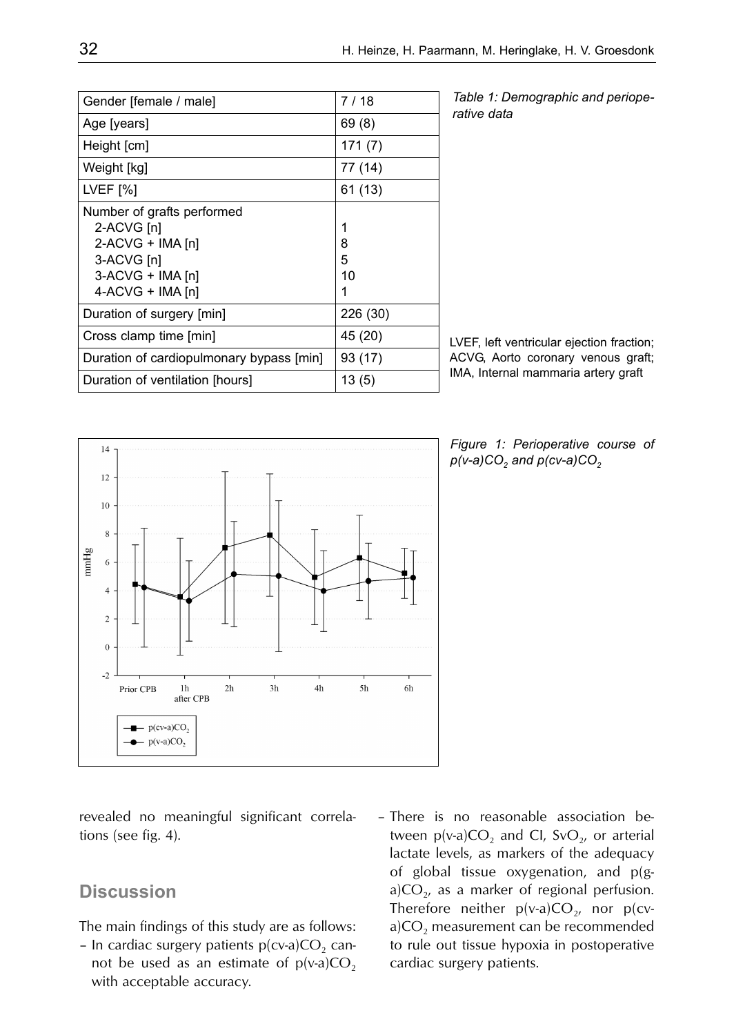| Gender [female / male] | 7 / 18 |
|---|---|
| Age [years] | 69 (8) |
| Height [cm] | 171 (7) |
| Weight [kg] | 77 (14) |
| LVEF [%] | 61 (13) |
| Number of grafts performed | |
| 2-ACVG [n] | 1 |
| 2-ACVG + IMA [n] | 8 |
| 3-ACVG [n] | 5 |
| 3-ACVG + IMA [n] | 10 |
| 4-ACVG + IMA [n] | 1 |
| Duration of surgery [min] | 226 (30) |
| Cross clamp time [min] | 45 (20) |
| Duration of cardiopulmonary bypass [min] | 93 (17) |
| Duration of ventilation [hours] | 13 (5) |

*Table 1: Demographic and perioperative data*

LVEF, left ventricular ejection fraction; ACVG, Aorto coronary venous graft; IMA, Internal mammaria artery graft

*Figure 1: Perioperative course of $p(v\text{-}a)CO_2$ and $p(cv\text{-}a)CO_2$*

revealed no meaningful significant correlations (see fig. 4).

## Discussion

The main findings of this study are as follows:

- In cardiac surgery patients $p(cv\text{-}a)CO_2$ cannot be used as an estimate of $p(v\text{-}a)CO_2$ with acceptable accuracy.
- There is no reasonable association between $p(v\text{-}a)CO_2$ and CI, $SvO_2$, or arterial lactate levels, as markers of the adequacy of global tissue oxygenation, and $p(g\text{-}a)CO_2$, as a marker of regional perfusion. Therefore neither $p(v\text{-}a)CO_2$, nor $p(cv\text{-}a)CO_2$ measurement can be recommended to rule out tissue hypoxia in postoperative cardiac surgery patients.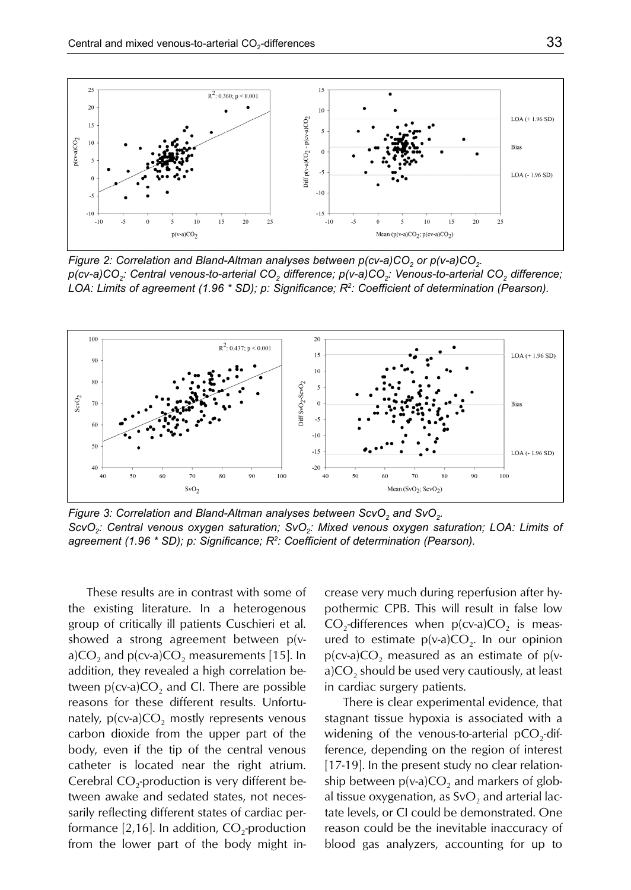*Figure 2: Correlation and Bland-Altman analyses between $p(cv\text{-}a)CO_2$ or $p(v\text{-}a)CO_2$.*
*$p(cv\text{-}a)CO_2$: Central venous-to-arterial $CO_2$ difference; $p(v\text{-}a)CO_2$: Venous-to-arterial $CO_2$ difference; LOA: Limits of agreement (1.96 * SD); p: Significance; $R^2$: Coefficient of determination (Pearson).*

*Figure 3: Correlation and Bland-Altman analyses between $ScvO_2$ and $SvO_2$.*
*$ScvO_2$: Central venous oxygen saturation; $SvO_2$: Mixed venous oxygen saturation; LOA: Limits of agreement (1.96 * SD); p: Significance; $R^2$: Coefficient of determination (Pearson).*

These results are in contrast with some of the existing literature. In a heterogenous group of critically ill patients Cuschieri et al. showed a strong agreement between $p(v\text{-}a)CO_2$ and $p(cv\text{-}a)CO_2$ measurements [15]. In addition, they revealed a high correlation between $p(cv\text{-}a)CO_2$ and CI. There are possible reasons for these different results. Unfortunately, $p(cv\text{-}a)CO_2$ mostly represents venous carbon dioxide from the upper part of the body, even if the tip of the central venous catheter is located near the right atrium. Cerebral $CO_2$-production is very different between awake and sedated states, not necessarily reflecting different states of cardiac performance [2,16]. In addition, $CO_2$-production from the lower part of the body might increase very much during reperfusion after hypothermic CPB. This will result in false low $CO_2$-differences when $p(cv\text{-}a)CO_2$ is measured to estimate $p(v\text{-}a)CO_2$. In our opinion $p(cv\text{-}a)CO_2$ measured as an estimate of $p(v\text{-}a)CO_2$ should be used very cautiously, at least in cardiac surgery patients.

There is clear experimental evidence, that stagnant tissue hypoxia is associated with a widening of the venous-to-arterial $pCO_2$-difference, depending on the region of interest [17-19]. In the present study no clear relationship between $p(v\text{-}a)CO_2$ and markers of global tissue oxygenation, as $SvO_2$ and arterial lactate levels, or CI could be demonstrated. One reason could be the inevitable inaccuracy of blood gas analyzers, accounting for up to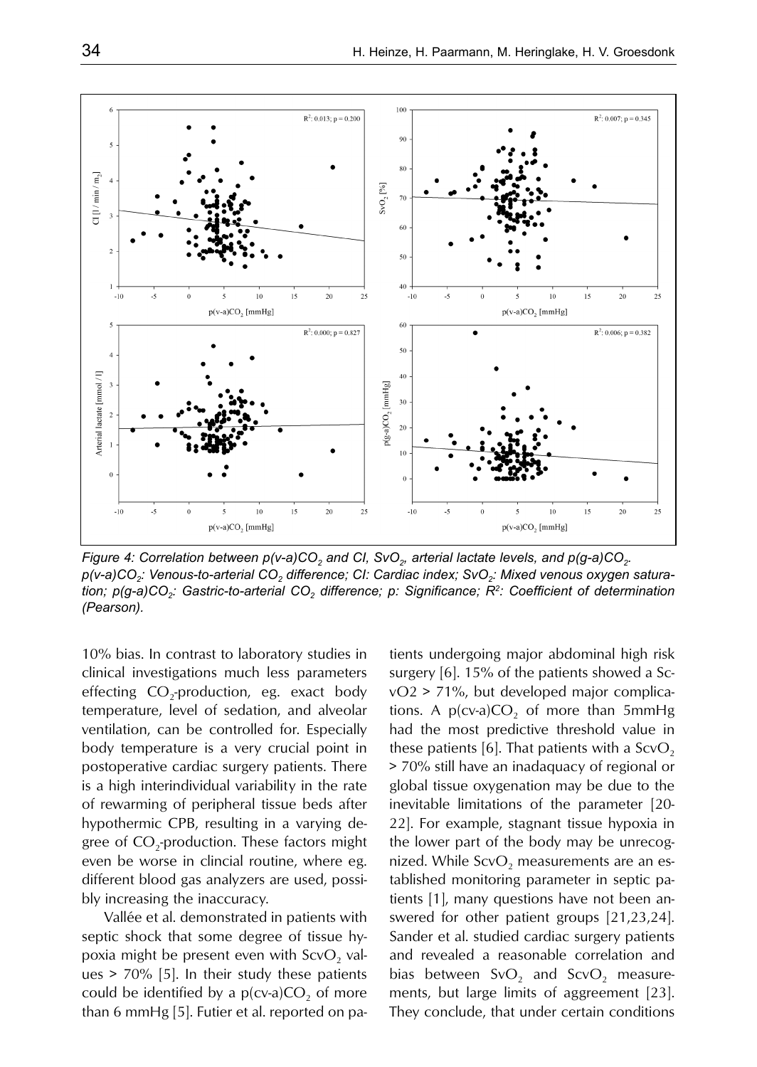*Figure 4: Correlation between $p(v\text{-}a)CO_2$ and CI, $SvO_2$, arterial lactate levels, and $p(g\text{-}a)CO_2$. $p(v\text{-}a)CO_2$: Venous-to-arterial $CO_2$ difference; CI: Cardiac index; $SvO_2$: Mixed venous oxygen saturation; $p(g\text{-}a)CO_2$: Gastric-to-arterial $CO_2$ difference; p: Significance; $R^2$: Coefficient of determination (Pearson).*

10% bias. In contrast to laboratory studies in clinical investigations much less parameters effecting $CO_2$-production, eg. exact body temperature, level of sedation, and alveolar ventilation, can be controlled for. Especially body temperature is a very crucial point in postoperative cardiac surgery patients. There is a high interindividual variability in the rate of rewarming of peripheral tissue beds after hypothermic CPB, resulting in a varying degree of $CO_2$-production. These factors might even be worse in clincial routine, where eg. different blood gas analyzers are used, possibly increasing the inaccuracy.

Vallée et al. demonstrated in patients with septic shock that some degree of tissue hypoxia might be present even with $ScvO_2$ values > 70% [5]. In their study these patients could be identified by a $p(cv\text{-}a)CO_2$ of more than 6 mmHg [5]. Futier et al. reported on patients undergoing major abdominal high risk surgery [6]. 15% of the patients showed a ScvO2 > 71%, but developed major complications. A $p(cv\text{-}a)CO_2$ of more than 5mmHg had the most predictive threshold value in these patients [6]. That patients with a $ScvO_2$ > 70% still have an inadaquacy of regional or global tissue oxygenation may be due to the inevitable limitations of the parameter [20-22]. For example, stagnant tissue hypoxia in the lower part of the body may be unrecognized. While $ScvO_2$ measurements are an established monitoring parameter in septic patients [1], many questions have not been answered for other patient groups [21,23,24]. Sander et al. studied cardiac surgery patients and revealed a reasonable correlation and bias between $SvO_2$ and $ScvO_2$ measurements, but large limits of aggreement [23]. They conclude, that under certain conditions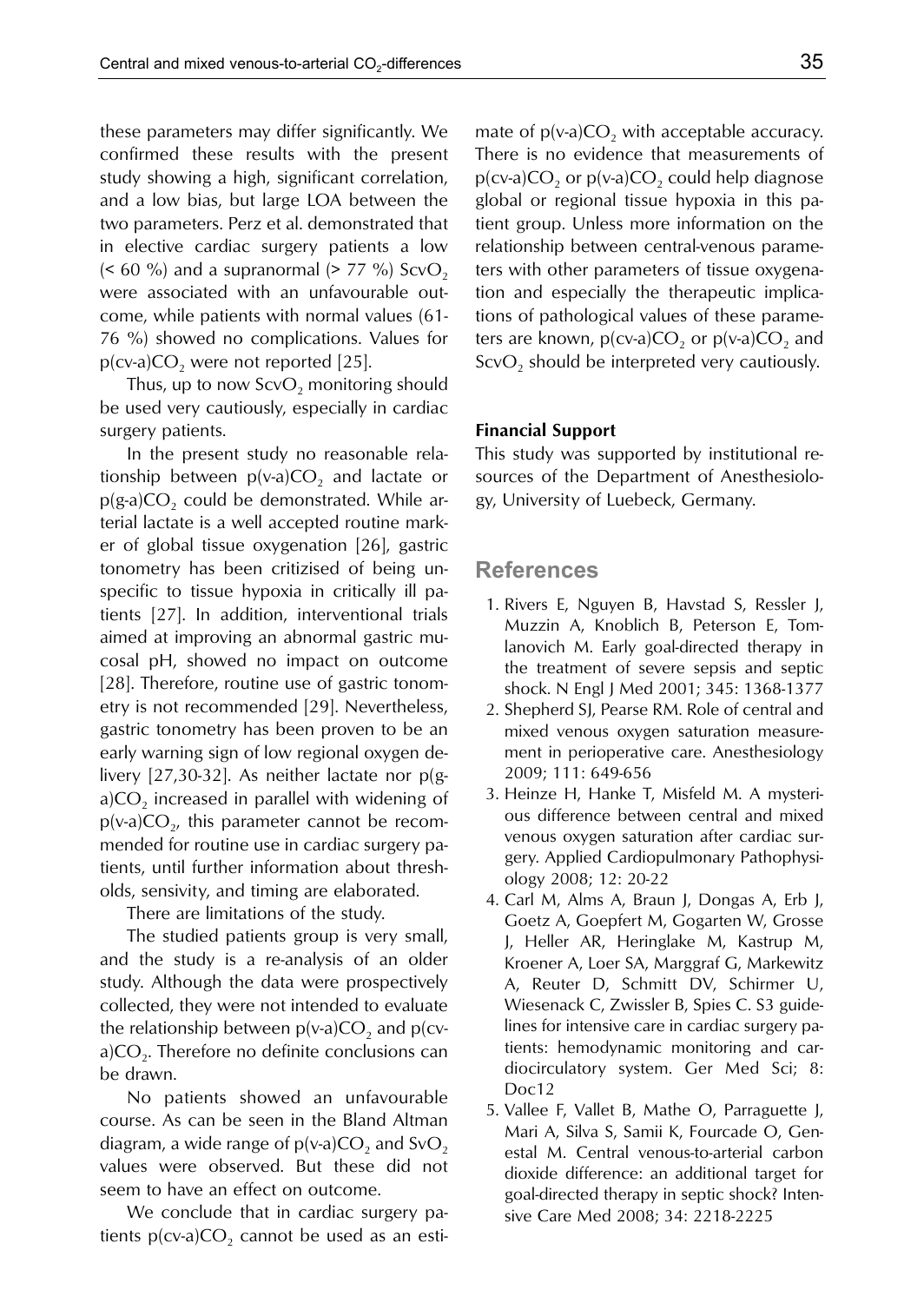these parameters may differ significantly. We confirmed these results with the present study showing a high, significant correlation, and a low bias, but large LOA between the two parameters. Perz et al. demonstrated that in elective cardiac surgery patients a low (< 60 %) and a supranormal (> 77 %) $ScvO_2$ were associated with an unfavourable outcome, while patients with normal values (61-76 %) showed no complications. Values for $p(cv\text{-}a)CO_2$ were not reported [25].

Thus, up to now $ScvO_2$ monitoring should be used very cautiously, especially in cardiac surgery patients.

In the present study no reasonable relationship between $p(v\text{-}a)CO_2$ and lactate or $p(g\text{-}a)CO_2$ could be demonstrated. While arterial lactate is a well accepted routine marker of global tissue oxygenation [26], gastric tonometry has been critizised of being unspecific to tissue hypoxia in critically ill patients [27]. In addition, interventional trials aimed at improving an abnormal gastric mucosal pH, showed no impact on outcome [28]. Therefore, routine use of gastric tonometry is not recommended [29]. Nevertheless, gastric tonometry has been proven to be an early warning sign of low regional oxygen delivery [27,30-32]. As neither lactate nor $p(g\text{-}a)CO_2$ increased in parallel with widening of $p(v\text{-}a)CO_2$, this parameter cannot be recommended for routine use in cardiac surgery patients, until further information about thresholds, sensivity, and timing are elaborated.

There are limitations of the study.

The studied patients group is very small, and the study is a re-analysis of an older study. Although the data were prospectively collected, they were not intended to evaluate the relationship between $p(v\text{-}a)CO_2$ and $p(cv\text{-}a)CO_2$. Therefore no definite conclusions can be drawn.

No patients showed an unfavourable course. As can be seen in the Bland Altman diagram, a wide range of $p(v\text{-}a)CO_2$ and $SvO_2$ values were observed. But these did not seem to have an effect on outcome.

We conclude that in cardiac surgery patients $p(cv\text{-}a)CO_2$ cannot be used as an estimate of $p(v\text{-}a)CO_2$ with acceptable accuracy. There is no evidence that measurements of $p(cv\text{-}a)CO_2$ or $p(v\text{-}a)CO_2$ could help diagnose global or regional tissue hypoxia in this patient group. Unless more information on the relationship between central-venous parameters with other parameters of tissue oxygenation and especially the therapeutic implications of pathological values of these parameters are known, $p(cv\text{-}a)CO_2$ or $p(v\text{-}a)CO_2$ and $ScvO_2$ should be interpreted very cautiously.

**Financial Support**

This study was supported by institutional resources of the Department of Anesthesiology, University of Luebeck, Germany.

## References

1. Rivers E, Nguyen B, Havstad S, Ressler J, Muzzin A, Knoblich B, Peterson E, Tomlanovich M. Early goal-directed therapy in the treatment of severe sepsis and septic shock. N Engl J Med 2001; 345: 1368-1377
2. Shepherd SJ, Pearse RM. Role of central and mixed venous oxygen saturation measurement in perioperative care. Anesthesiology 2009; 111: 649-656
3. Heinze H, Hanke T, Misfeld M. A mysterious difference between central and mixed venous oxygen saturation after cardiac surgery. Applied Cardiopulmonary Pathophysiology 2008; 12: 20-22
4. Carl M, Alms A, Braun J, Dongas A, Erb J, Goetz A, Goepfert M, Gogarten W, Grosse J, Heller AR, Heringlake M, Kastrup M, Kroener A, Loer SA, Marggraf G, Markewitz A, Reuter D, Schmitt DV, Schirmer U, Wiesenack C, Zwissler B, Spies C. S3 guidelines for intensive care in cardiac surgery patients: hemodynamic monitoring and cardiocirculatory system. Ger Med Sci; 8: Doc12
5. Vallee F, Vallet B, Mathe O, Parraguette J, Mari A, Silva S, Samii K, Fourcade O, Genestal M. Central venous-to-arterial carbon dioxide difference: an additional target for goal-directed therapy in septic shock? Intensive Care Med 2008; 34: 2218-2225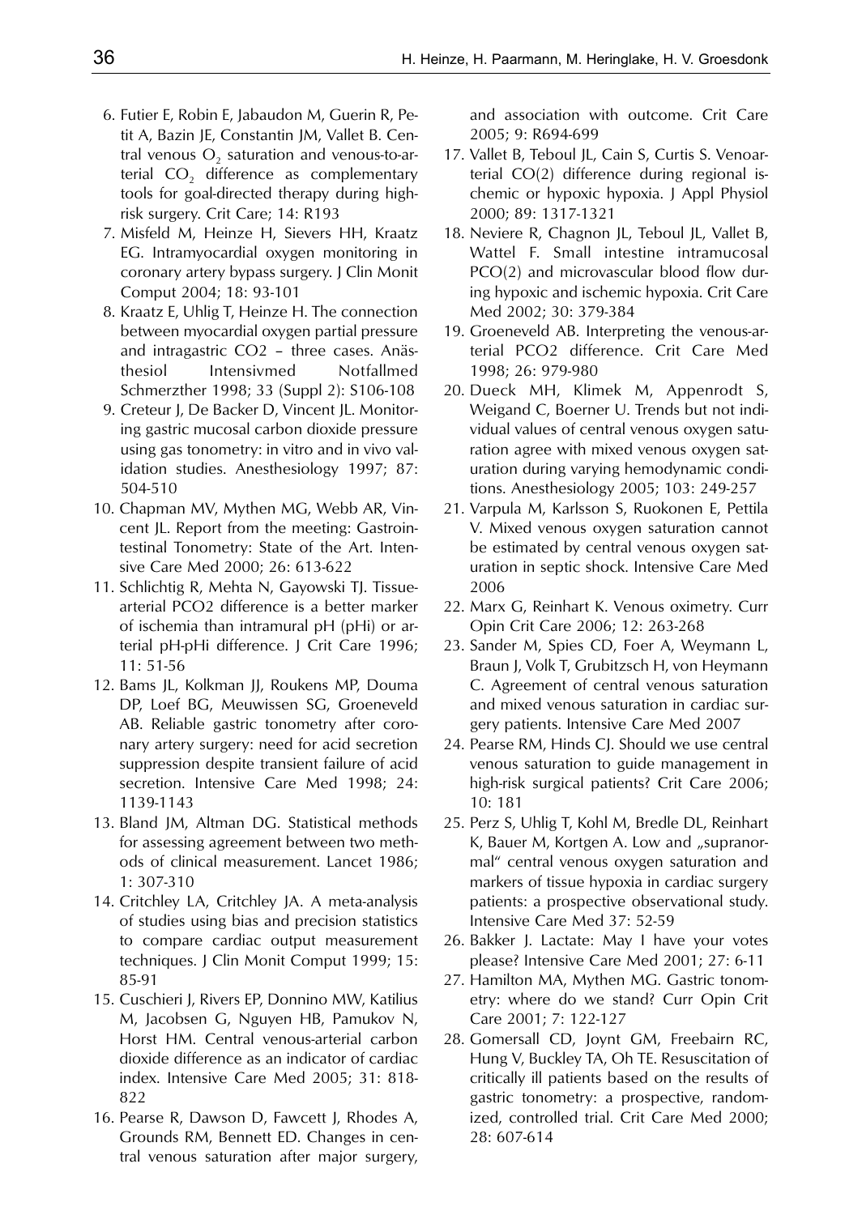6. Futier E, Robin E, Jabaudon M, Guerin R, Petit A, Bazin JE, Constantin JM, Vallet B. Central venous $O_2$ saturation and venous-to-arterial $CO_2$ difference as complementary tools for goal-directed therapy during high-risk surgery. Crit Care; 14: R193
7. Misfeld M, Heinze H, Sievers HH, Kraatz EG. Intramyocardial oxygen monitoring in coronary artery bypass surgery. J Clin Monit Comput 2004; 18: 93-101
8. Kraatz E, Uhlig T, Heinze H. The connection between myocardial oxygen partial pressure and intragastric CO2 – three cases. Anästhesiol Intensivmed Notfallmed Schmerzther 1998; 33 (Suppl 2): S106-108
9. Creteur J, De Backer D, Vincent JL. Monitoring gastric mucosal carbon dioxide pressure using gas tonometry: in vitro and in vivo validation studies. Anesthesiology 1997; 87: 504-510
10. Chapman MV, Mythen MG, Webb AR, Vincent JL. Report from the meeting: Gastrointestinal Tonometry: State of the Art. Intensive Care Med 2000; 26: 613-622
11. Schlichtig R, Mehta N, Gayowski TJ. Tissue-arterial PCO2 difference is a better marker of ischemia than intramural pH (pHi) or arterial pH-pHi difference. J Crit Care 1996; 11: 51-56
12. Bams JL, Kolkman JJ, Roukens MP, Douma DP, Loef BG, Meuwissen SG, Groeneveld AB. Reliable gastric tonometry after coronary artery surgery: need for acid secretion suppression despite transient failure of acid secretion. Intensive Care Med 1998; 24: 1139-1143
13. Bland JM, Altman DG. Statistical methods for assessing agreement between two methods of clinical measurement. Lancet 1986; 1: 307-310
14. Critchley LA, Critchley JA. A meta-analysis of studies using bias and precision statistics to compare cardiac output measurement techniques. J Clin Monit Comput 1999; 15: 85-91
15. Cuschieri J, Rivers EP, Donnino MW, Katilius M, Jacobsen G, Nguyen HB, Pamukov N, Horst HM. Central venous-arterial carbon dioxide difference as an indicator of cardiac index. Intensive Care Med 2005; 31: 818-822
16. Pearse R, Dawson D, Fawcett J, Rhodes A, Grounds RM, Bennett ED. Changes in central venous saturation after major surgery, and association with outcome. Crit Care 2005; 9: R694-699
17. Vallet B, Teboul JL, Cain S, Curtis S. Venoarterial CO(2) difference during regional ischemic or hypoxic hypoxia. J Appl Physiol 2000; 89: 1317-1321
18. Neviere R, Chagnon JL, Teboul JL, Vallet B, Wattel F. Small intestine intramucosal PCO(2) and microvascular blood flow during hypoxic and ischemic hypoxia. Crit Care Med 2002; 30: 379-384
19. Groeneveld AB. Interpreting the venous-arterial PCO2 difference. Crit Care Med 1998; 26: 979-980
20. Dueck MH, Klimek M, Appenrodt S, Weigand C, Boerner U. Trends but not individual values of central venous oxygen saturation agree with mixed venous oxygen saturation during varying hemodynamic conditions. Anesthesiology 2005; 103: 249-257
21. Varpula M, Karlsson S, Ruokonen E, Pettila V. Mixed venous oxygen saturation cannot be estimated by central venous oxygen saturation in septic shock. Intensive Care Med 2006
22. Marx G, Reinhart K. Venous oximetry. Curr Opin Crit Care 2006; 12: 263-268
23. Sander M, Spies CD, Foer A, Weymann L, Braun J, Volk T, Grubitzsch H, von Heymann C. Agreement of central venous saturation and mixed venous saturation in cardiac surgery patients. Intensive Care Med 2007
24. Pearse RM, Hinds CJ. Should we use central venous saturation to guide management in high-risk surgical patients? Crit Care 2006; 10: 181
25. Perz S, Uhlig T, Kohl M, Bredle DL, Reinhart K, Bauer M, Kortgen A. Low and „supranormal“ central venous oxygen saturation and markers of tissue hypoxia in cardiac surgery patients: a prospective observational study. Intensive Care Med 37: 52-59
26. Bakker J. Lactate: May I have your votes please? Intensive Care Med 2001; 27: 6-11
27. Hamilton MA, Mythen MG. Gastric tonometry: where do we stand? Curr Opin Crit Care 2001; 7: 122-127
28. Gomersall CD, Joynt GM, Freebairn RC, Hung V, Buckley TA, Oh TE. Resuscitation of critically ill patients based on the results of gastric tonometry: a prospective, randomized, controlled trial. Crit Care Med 2000; 28: 607-614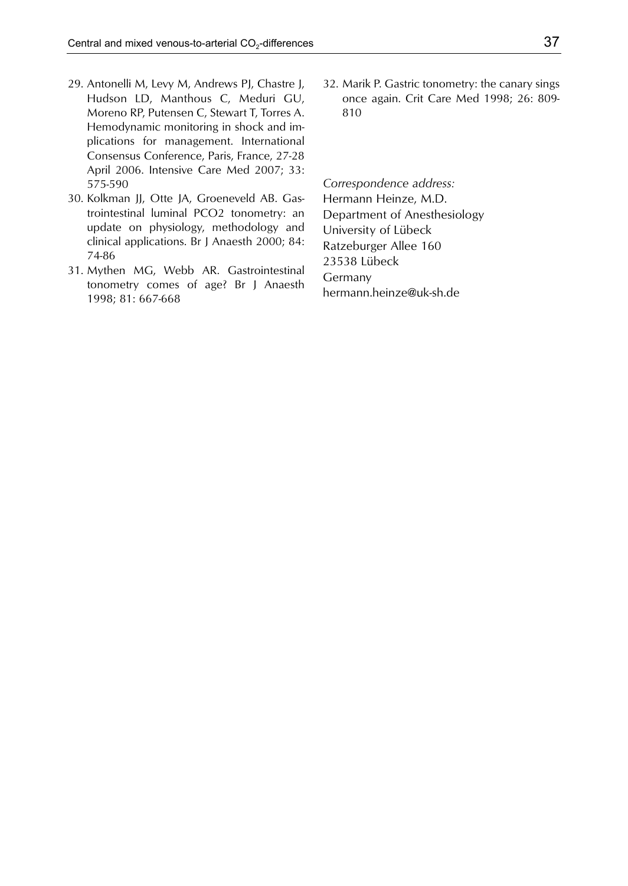29. Antonelli M, Levy M, Andrews PJ, Chastre J, Hudson LD, Manthous C, Meduri GU, Moreno RP, Putensen C, Stewart T, Torres A. Hemodynamic monitoring in shock and implications for management. International Consensus Conference, Paris, France, 27-28 April 2006. Intensive Care Med 2007; 33: 575-590
30. Kolkman JJ, Otte JA, Groeneveld AB. Gastrointestinal luminal PCO2 tonometry: an update on physiology, methodology and clinical applications. Br J Anaesth 2000; 84: 74-86
31. Mythen MG, Webb AR. Gastrointestinal tonometry comes of age? Br J Anaesth 1998; 81: 667-668
32. Marik P. Gastric tonometry: the canary sings once again. Crit Care Med 1998; 26: 809-810

*Correspondence address:*
Hermann Heinze, M.D.
Department of Anesthesiology
University of Lübeck
Ratzeburger Allee 160
23538 Lübeck
Germany
hermann.heinze@uk-sh.de